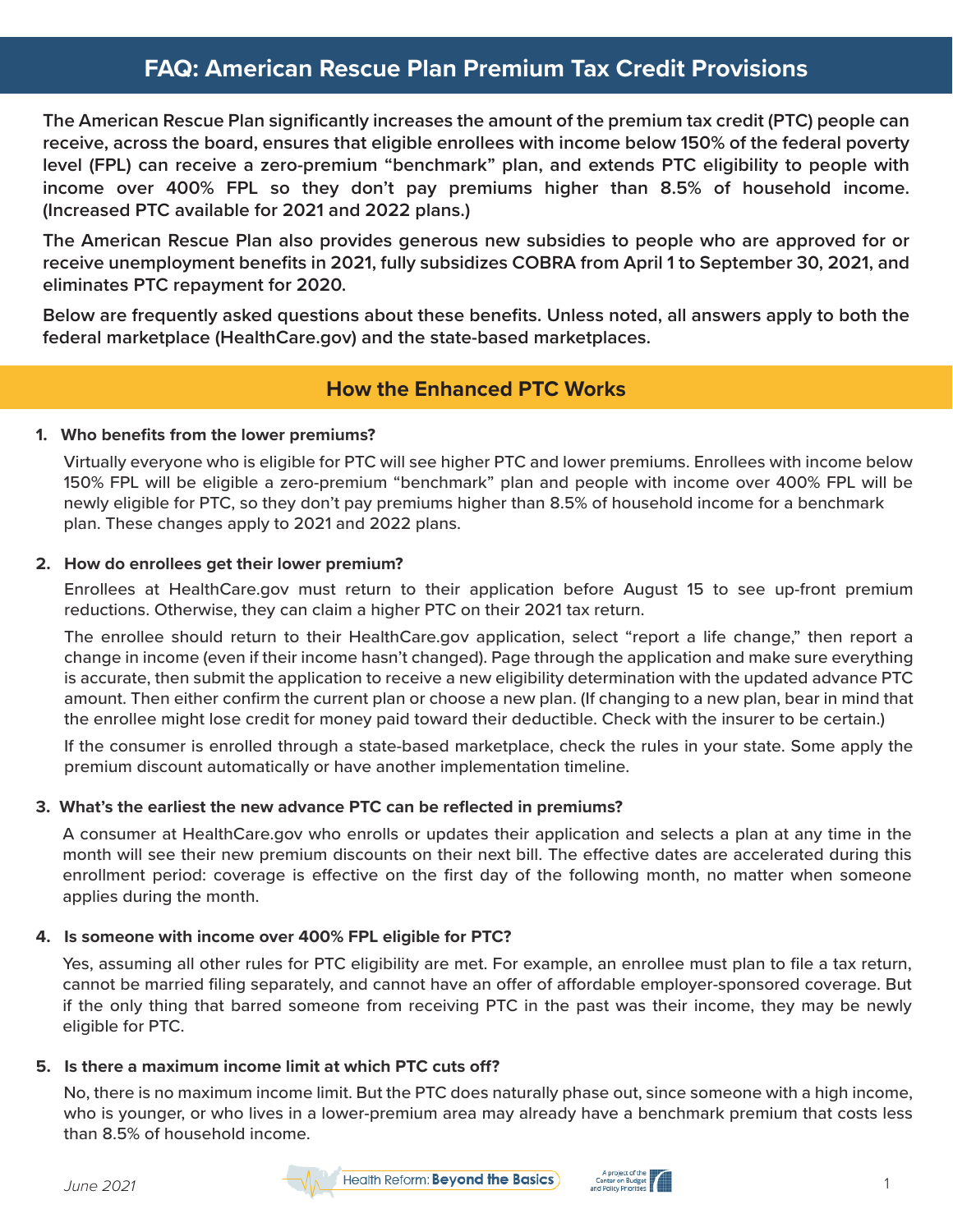# FAQ: American Rescue Plan Premium Tax Credit Provisions

**The American Rescue Plan significantly increases the amount of the premium tax credit (PTC) people can receive, across the board, ensures that eligible enrollees with income below 150% of the federal poverty level (FPL) can receive a zero-premium "benchmark" plan, and extends PTC eligibility to people with income over 400% FPL so they don't pay premiums higher than 8.5% of household income. (Increased PTC available for 2021 and 2022 plans.)**

**The American Rescue Plan also provides generous new subsidies to people who are approved for or receive unemployment benefits in 2021, fully subsidizes COBRA from April 1 to September 30, 2021, and eliminates PTC repayment for 2020.**

**Below are frequently asked questions about these benefits. Unless noted, all answers apply to both the federal marketplace (HealthCare.gov) and the state-based marketplaces.**

## How the Enhanced PTC Works

### 1. Who benefits from the lower premiums?

Virtually everyone who is eligible for PTC will see higher PTC and lower premiums. Enrollees with income below 150% FPL will be eligible a zero-premium "benchmark" plan and people with income over 400% FPL will be newly eligible for PTC, so they don't pay premiums higher than 8.5% of household income for a benchmark plan. These changes apply to 2021 and 2022 plans.

### 2. How do enrollees get their lower premium?

Enrollees at HealthCare.gov must return to their application before August 15 to see up-front premium reductions. Otherwise, they can claim a higher PTC on their 2021 tax return.

The enrollee should return to their HealthCare.gov application, select "report a life change," then report a change in income (even if their income hasn't changed). Page through the application and make sure everything is accurate, then submit the application to receive a new eligibility determination with the updated advance PTC amount. Then either confirm the current plan or choose a new plan. (If changing to a new plan, bear in mind that the enrollee might lose credit for money paid toward their deductible. Check with the insurer to be certain.)

If the consumer is enrolled through a state-based marketplace, check the rules in your state. Some apply the premium discount automatically or have another implementation timeline.

### 3. What's the earliest the new advance PTC can be reflected in premiums?

A consumer at HealthCare.gov who enrolls or updates their application and selects a plan at any time in the month will see their new premium discounts on their next bill. The effective dates are accelerated during this enrollment period: coverage is effective on the first day of the following month, no matter when someone applies during the month.

### 4. Is someone with income over 400% FPL eligible for PTC?

Yes, assuming all other rules for PTC eligibility are met. For example, an enrollee must plan to file a tax return, cannot be married filing separately, and cannot have an offer of affordable employer-sponsored coverage. But if the only thing that barred someone from receiving PTC in the past was their income, they may be newly eligible for PTC.

### 5. Is there a maximum income limit at which PTC cuts off?

No, there is no maximum income limit. But the PTC does naturally phase out, since someone with a high income, who is younger, or who lives in a lower-premium area may already have a benchmark premium that costs less than 8.5% of household income.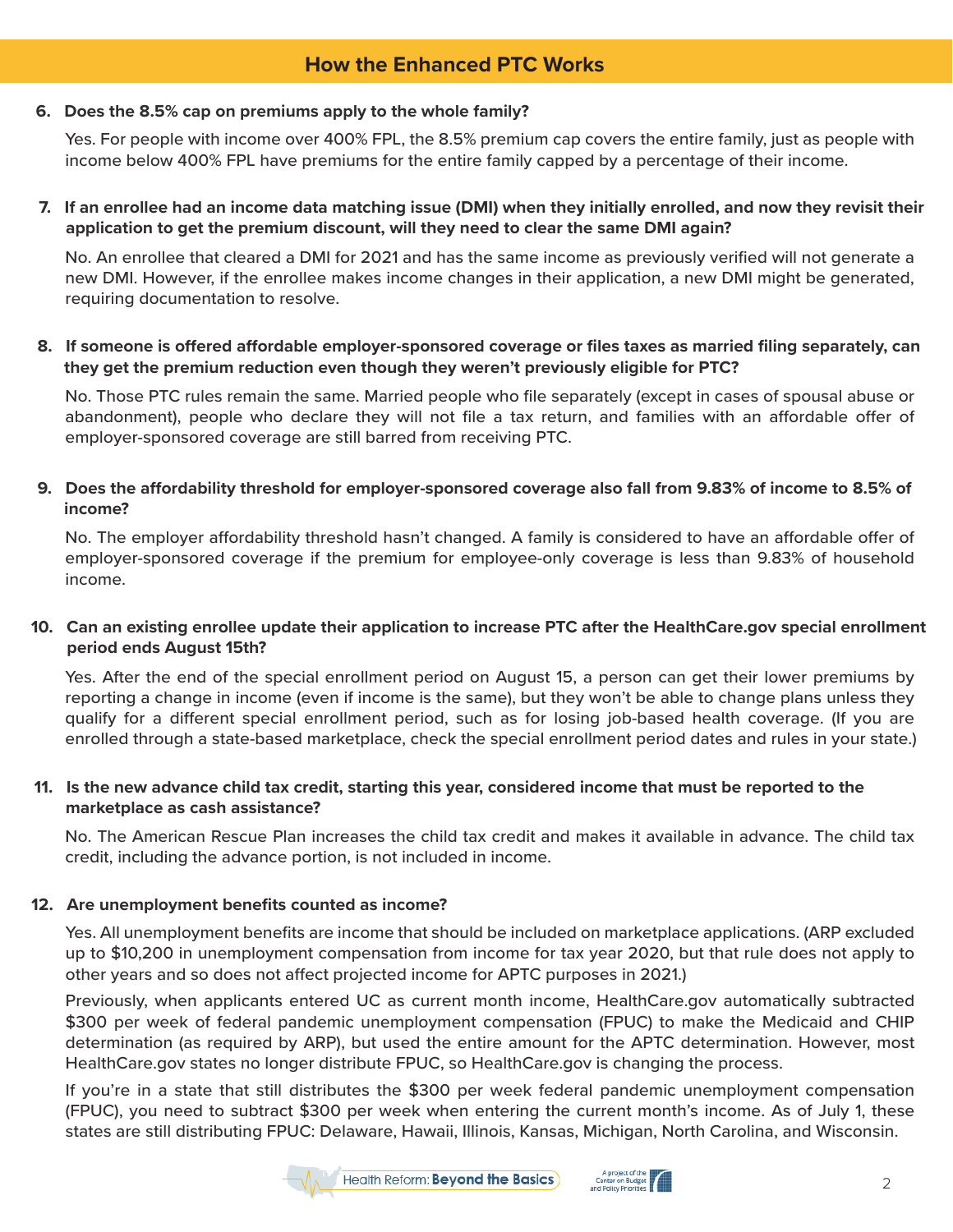## How the Enhanced PTC Works

6. **Does the 8.5% cap on premiums apply to the whole family?**

   Yes. For people with income over 400% FPL, the 8.5% premium cap covers the entire family, just as people with income below 400% FPL have premiums for the entire family capped by a percentage of their income.

7. **If an enrollee had an income data matching issue (DMI) when they initially enrolled, and now they revisit their application to get the premium discount, will they need to clear the same DMI again?**

   No. An enrollee that cleared a DMI for 2021 and has the same income as previously verified will not generate a new DMI. However, if the enrollee makes income changes in their application, a new DMI might be generated, requiring documentation to resolve.

8. **If someone is offered affordable employer-sponsored coverage or files taxes as married filing separately, can they get the premium reduction even though they weren't previously eligible for PTC?**

   No. Those PTC rules remain the same. Married people who file separately (except in cases of spousal abuse or abandonment), people who declare they will not file a tax return, and families with an affordable offer of employer-sponsored coverage are still barred from receiving PTC.

9. **Does the affordability threshold for employer-sponsored coverage also fall from 9.83% of income to 8.5% of income?**

   No. The employer affordability threshold hasn't changed. A family is considered to have an affordable offer of employer-sponsored coverage if the premium for employee-only coverage is less than 9.83% of household income.

10. **Can an existing enrollee update their application to increase PTC after the HealthCare.gov special enrollment period ends August 15th?**

    Yes. After the end of the special enrollment period on August 15, a person can get their lower premiums by reporting a change in income (even if income is the same), but they won't be able to change plans unless they qualify for a different special enrollment period, such as for losing job-based health coverage. (If you are enrolled through a state-based marketplace, check the special enrollment period dates and rules in your state.)

11. **Is the new advance child tax credit, starting this year, considered income that must be reported to the marketplace as cash assistance?**

    No. The American Rescue Plan increases the child tax credit and makes it available in advance. The child tax credit, including the advance portion, is not included in income.

12. **Are unemployment benefits counted as income?**

    Yes. All unemployment benefits are income that should be included on marketplace applications. (ARP excluded up to $10,200 in unemployment compensation from income for tax year 2020, but that rule does not apply to other years and so does not affect projected income for APTC purposes in 2021.)

    Previously, when applicants entered UC as current month income, HealthCare.gov automatically subtracted $300 per week of federal pandemic unemployment compensation (FPUC) to make the Medicaid and CHIP determination (as required by ARP), but used the entire amount for the APTC determination. However, most HealthCare.gov states no longer distribute FPUC, so HealthCare.gov is changing the process.

    If you're in a state that still distributes the $300 per week federal pandemic unemployment compensation (FPUC), you need to subtract $300 per week when entering the current month's income. As of July 1, these states are still distributing FPUC: Delaware, Hawaii, Illinois, Kansas, Michigan, North Carolina, and Wisconsin.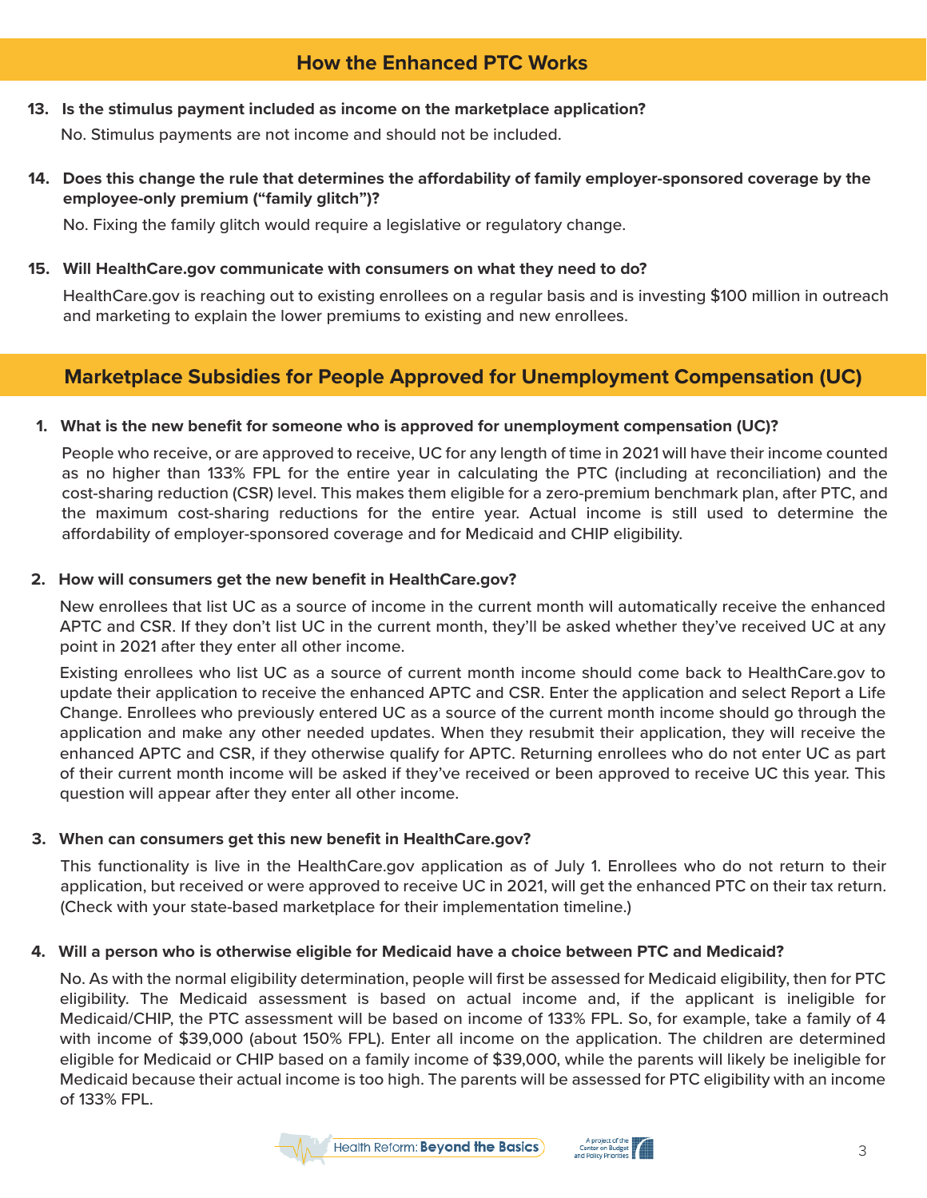## How the Enhanced PTC Works

**13. Is the stimulus payment included as income on the marketplace application?**

No. Stimulus payments are not income and should not be included.

**14. Does this change the rule that determines the affordability of family employer-sponsored coverage by the employee-only premium ("family glitch")?**

No. Fixing the family glitch would require a legislative or regulatory change.

**15. Will HealthCare.gov communicate with consumers on what they need to do?**

HealthCare.gov is reaching out to existing enrollees on a regular basis and is investing $100 million in outreach and marketing to explain the lower premiums to existing and new enrollees.

## Marketplace Subsidies for People Approved for Unemployment Compensation (UC)

**1. What is the new benefit for someone who is approved for unemployment compensation (UC)?**

People who receive, or are approved to receive, UC for any length of time in 2021 will have their income counted as no higher than 133% FPL for the entire year in calculating the PTC (including at reconciliation) and the cost-sharing reduction (CSR) level. This makes them eligible for a zero-premium benchmark plan, after PTC, and the maximum cost-sharing reductions for the entire year. Actual income is still used to determine the affordability of employer-sponsored coverage and for Medicaid and CHIP eligibility.

**2. How will consumers get the new benefit in HealthCare.gov?**

New enrollees that list UC as a source of income in the current month will automatically receive the enhanced APTC and CSR. If they don't list UC in the current month, they'll be asked whether they've received UC at any point in 2021 after they enter all other income.

Existing enrollees who list UC as a source of current month income should come back to HealthCare.gov to update their application to receive the enhanced APTC and CSR. Enter the application and select Report a Life Change. Enrollees who previously entered UC as a source of the current month income should go through the application and make any other needed updates. When they resubmit their application, they will receive the enhanced APTC and CSR, if they otherwise qualify for APTC. Returning enrollees who do not enter UC as part of their current month income will be asked if they've received or been approved to receive UC this year. This question will appear after they enter all other income.

**3. When can consumers get this new benefit in HealthCare.gov?**

This functionality is live in the HealthCare.gov application as of July 1. Enrollees who do not return to their application, but received or were approved to receive UC in 2021, will get the enhanced PTC on their tax return. (Check with your state-based marketplace for their implementation timeline.)

**4. Will a person who is otherwise eligible for Medicaid have a choice between PTC and Medicaid?**

No. As with the normal eligibility determination, people will first be assessed for Medicaid eligibility, then for PTC eligibility. The Medicaid assessment is based on actual income and, if the applicant is ineligible for Medicaid/CHIP, the PTC assessment will be based on income of 133% FPL. So, for example, take a family of 4 with income of $39,000 (about 150% FPL). Enter all income on the application. The children are determined eligible for Medicaid or CHIP based on a family income of $39,000, while the parents will likely be ineligible for Medicaid because their actual income is too high. The parents will be assessed for PTC eligibility with an income of 133% FPL.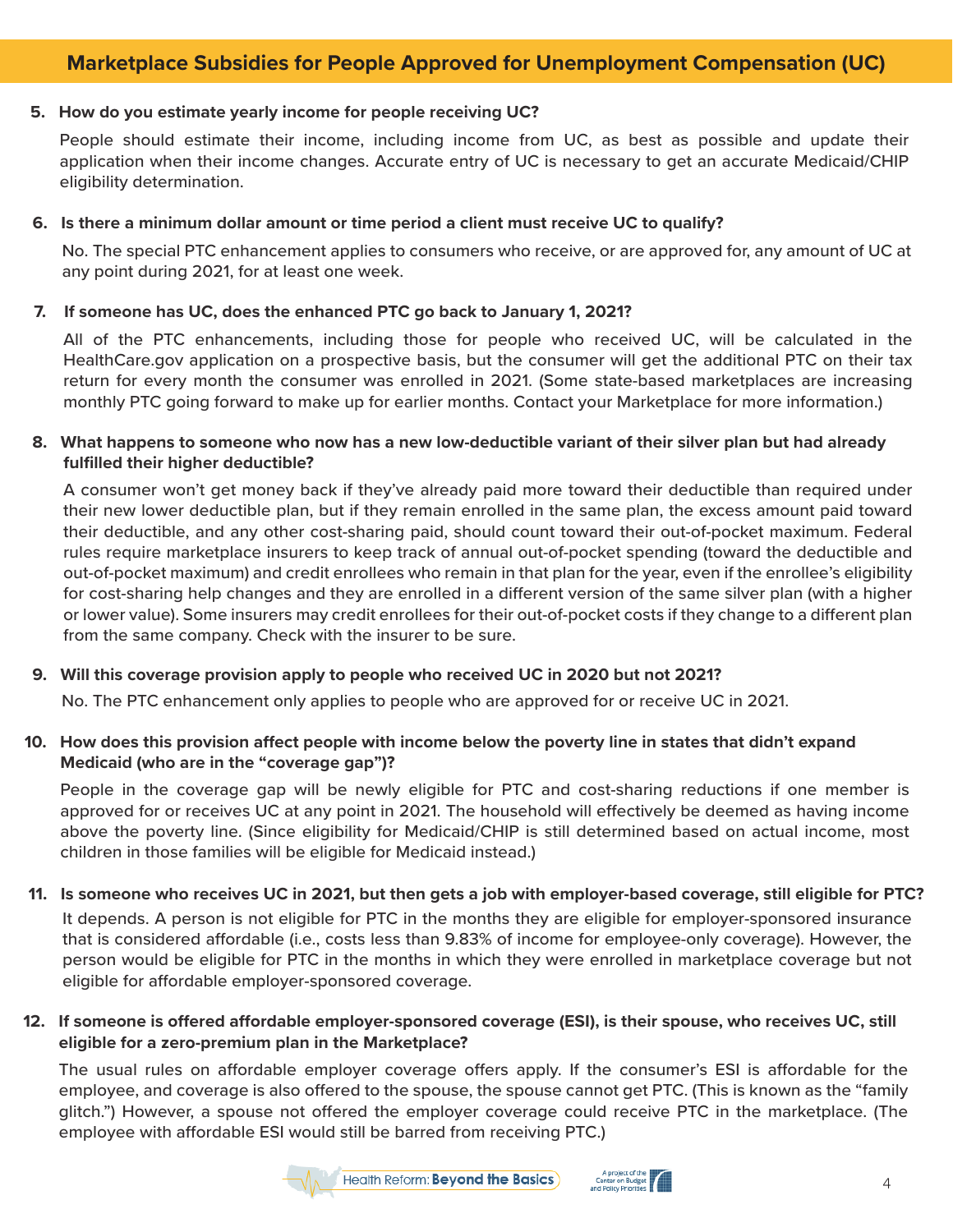## Marketplace Subsidies for People Approved for Unemployment Compensation (UC)

5. **How do you estimate yearly income for people receiving UC?**

   People should estimate their income, including income from UC, as best as possible and update their application when their income changes. Accurate entry of UC is necessary to get an accurate Medicaid/CHIP eligibility determination.

6. **Is there a minimum dollar amount or time period a client must receive UC to qualify?**

   No. The special PTC enhancement applies to consumers who receive, or are approved for, any amount of UC at any point during 2021, for at least one week.

7. **If someone has UC, does the enhanced PTC go back to January 1, 2021?**

   All of the PTC enhancements, including those for people who received UC, will be calculated in the HealthCare.gov application on a prospective basis, but the consumer will get the additional PTC on their tax return for every month the consumer was enrolled in 2021. (Some state-based marketplaces are increasing monthly PTC going forward to make up for earlier months. Contact your Marketplace for more information.)

8. **What happens to someone who now has a new low-deductible variant of their silver plan but had already fulfilled their higher deductible?**

   A consumer won't get money back if they've already paid more toward their deductible than required under their new lower deductible plan, but if they remain enrolled in the same plan, the excess amount paid toward their deductible, and any other cost-sharing paid, should count toward their out-of-pocket maximum. Federal rules require marketplace insurers to keep track of annual out-of-pocket spending (toward the deductible and out-of-pocket maximum) and credit enrollees who remain in that plan for the year, even if the enrollee's eligibility for cost-sharing help changes and they are enrolled in a different version of the same silver plan (with a higher or lower value). Some insurers may credit enrollees for their out-of-pocket costs if they change to a different plan from the same company. Check with the insurer to be sure.

9. **Will this coverage provision apply to people who received UC in 2020 but not 2021?**

   No. The PTC enhancement only applies to people who are approved for or receive UC in 2021.

10. **How does this provision affect people with income below the poverty line in states that didn't expand Medicaid (who are in the "coverage gap")?**

    People in the coverage gap will be newly eligible for PTC and cost-sharing reductions if one member is approved for or receives UC at any point in 2021. The household will effectively be deemed as having income above the poverty line. (Since eligibility for Medicaid/CHIP is still determined based on actual income, most children in those families will be eligible for Medicaid instead.)

11. **Is someone who receives UC in 2021, but then gets a job with employer-based coverage, still eligible for PTC?**

    It depends. A person is not eligible for PTC in the months they are eligible for employer-sponsored insurance that is considered affordable (i.e., costs less than 9.83% of income for employee-only coverage). However, the person would be eligible for PTC in the months in which they were enrolled in marketplace coverage but not eligible for affordable employer-sponsored coverage.

12. **If someone is offered affordable employer-sponsored coverage (ESI), is their spouse, who receives UC, still eligible for a zero-premium plan in the Marketplace?**

    The usual rules on affordable employer coverage offers apply. If the consumer's ESI is affordable for the employee, and coverage is also offered to the spouse, the spouse cannot get PTC. (This is known as the "family glitch.") However, a spouse not offered the employer coverage could receive PTC in the marketplace. (The employee with affordable ESI would still be barred from receiving PTC.)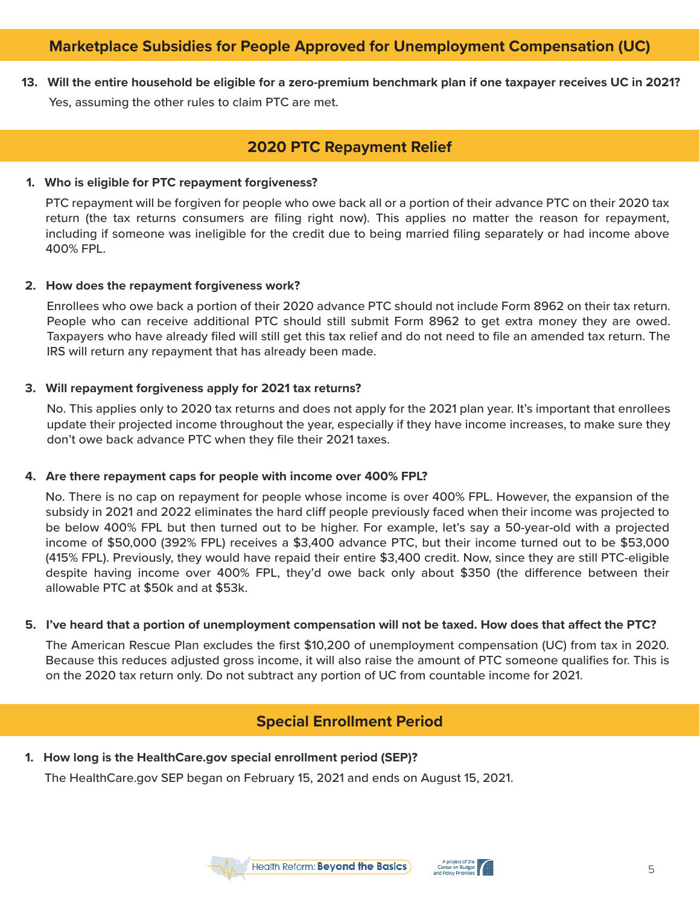## Marketplace Subsidies for People Approved for Unemployment Compensation (UC)

13. **Will the entire household be eligible for a zero-premium benchmark plan if one taxpayer receives UC in 2021?**

    Yes, assuming the other rules to claim PTC are met.

## 2020 PTC Repayment Relief

1. **Who is eligible for PTC repayment forgiveness?**

   PTC repayment will be forgiven for people who owe back all or a portion of their advance PTC on their 2020 tax return (the tax returns consumers are filing right now). This applies no matter the reason for repayment, including if someone was ineligible for the credit due to being married filing separately or had income above 400% FPL.

2. **How does the repayment forgiveness work?**

   Enrollees who owe back a portion of their 2020 advance PTC should not include Form 8962 on their tax return. People who can receive additional PTC should still submit Form 8962 to get extra money they are owed. Taxpayers who have already filed will still get this tax relief and do not need to file an amended tax return. The IRS will return any repayment that has already been made.

3. **Will repayment forgiveness apply for 2021 tax returns?**

   No. This applies only to 2020 tax returns and does not apply for the 2021 plan year. It's important that enrollees update their projected income throughout the year, especially if they have income increases, to make sure they don't owe back advance PTC when they file their 2021 taxes.

4. **Are there repayment caps for people with income over 400% FPL?**

   No. There is no cap on repayment for people whose income is over 400% FPL. However, the expansion of the subsidy in 2021 and 2022 eliminates the hard cliff people previously faced when their income was projected to be below 400% FPL but then turned out to be higher. For example, let's say a 50-year-old with a projected income of $50,000 (392% FPL) receives a $3,400 advance PTC, but their income turned out to be $53,000 (415% FPL). Previously, they would have repaid their entire $3,400 credit. Now, since they are still PTC-eligible despite having income over 400% FPL, they'd owe back only about $350 (the difference between their allowable PTC at $50k and at $53k.

5. **I've heard that a portion of unemployment compensation will not be taxed. How does that affect the PTC?**

   The American Rescue Plan excludes the first $10,200 of unemployment compensation (UC) from tax in 2020. Because this reduces adjusted gross income, it will also raise the amount of PTC someone qualifies for. This is on the 2020 tax return only. Do not subtract any portion of UC from countable income for 2021.

## Special Enrollment Period

1. **How long is the HealthCare.gov special enrollment period (SEP)?**

   The HealthCare.gov SEP began on February 15, 2021 and ends on August 15, 2021.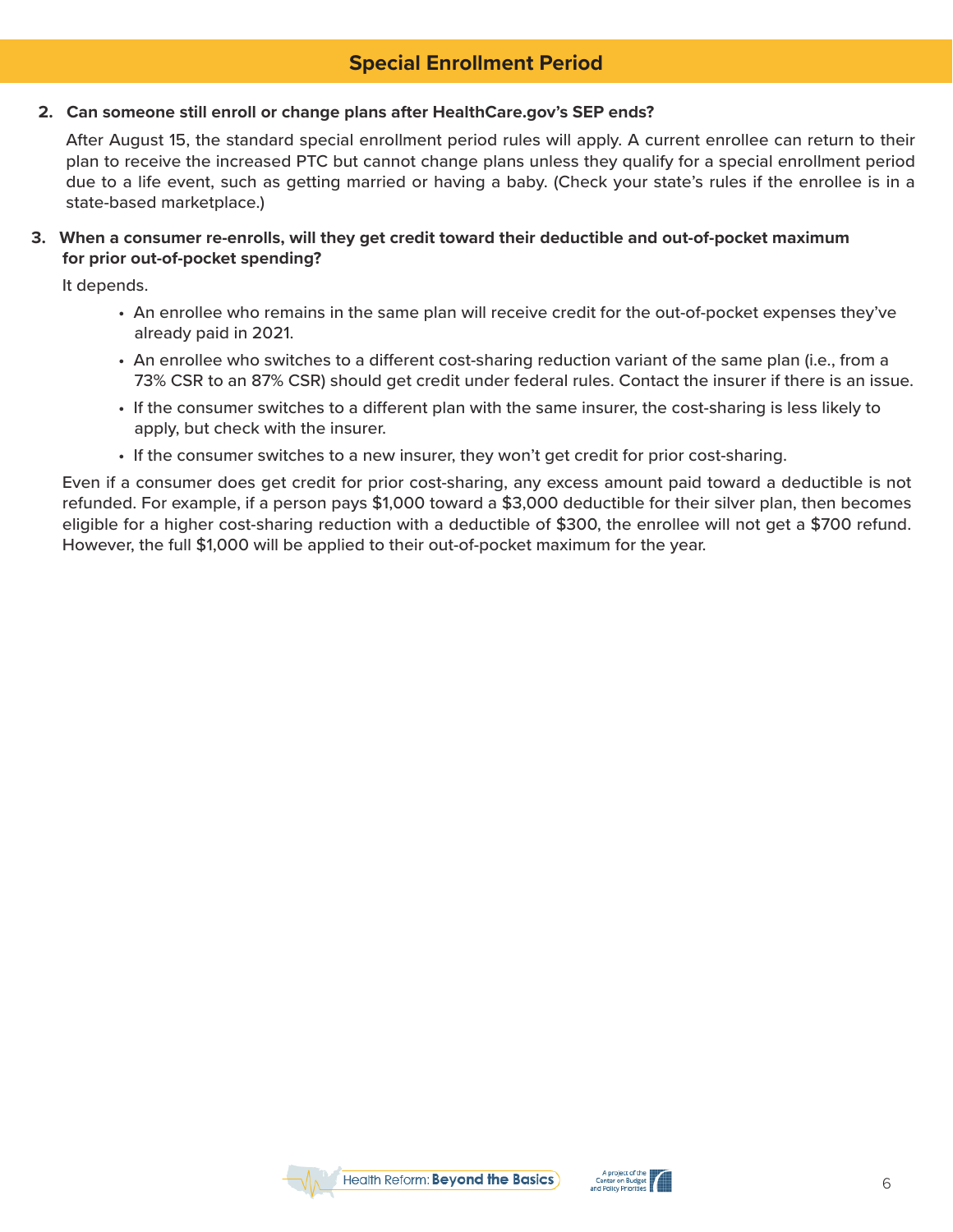## Special Enrollment Period

2. **Can someone still enroll or change plans after HealthCare.gov's SEP ends?**

   After August 15, the standard special enrollment period rules will apply. A current enrollee can return to their plan to receive the increased PTC but cannot change plans unless they qualify for a special enrollment period due to a life event, such as getting married or having a baby. (Check your state's rules if the enrollee is in a state-based marketplace.)

3. **When a consumer re-enrolls, will they get credit toward their deductible and out-of-pocket maximum for prior out-of-pocket spending?**

   It depends.

   - An enrollee who remains in the same plan will receive credit for the out-of-pocket expenses they've already paid in 2021.
   - An enrollee who switches to a different cost-sharing reduction variant of the same plan (i.e., from a 73% CSR to an 87% CSR) should get credit under federal rules. Contact the insurer if there is an issue.
   - If the consumer switches to a different plan with the same insurer, the cost-sharing is less likely to apply, but check with the insurer.
   - If the consumer switches to a new insurer, they won't get credit for prior cost-sharing.

   Even if a consumer does get credit for prior cost-sharing, any excess amount paid toward a deductible is not refunded. For example, if a person pays $1,000 toward a $3,000 deductible for their silver plan, then becomes eligible for a higher cost-sharing reduction with a deductible of $300, the enrollee will not get a $700 refund. However, the full $1,000 will be applied to their out-of-pocket maximum for the year.